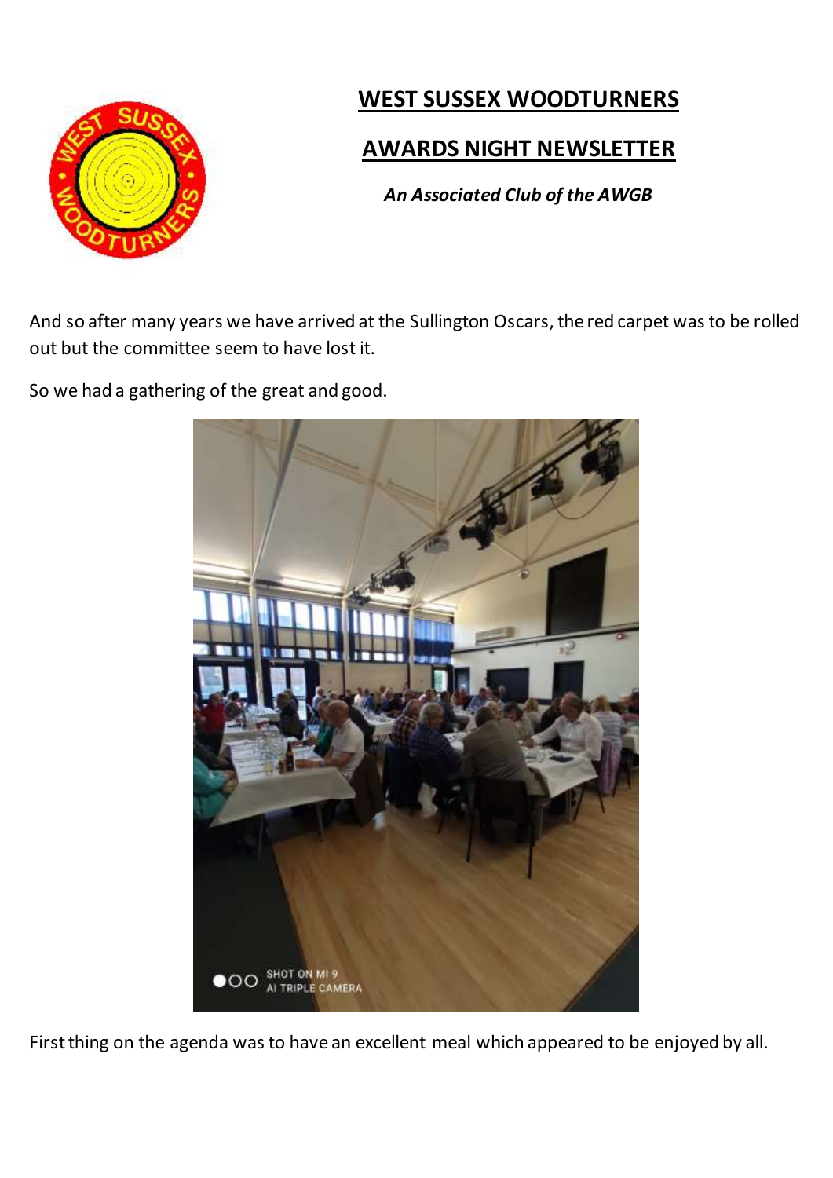# WEST SUSSEX WOODTURNERS

## AWARDS NIGHT NEWSLETTER

***An Associated Club of the AWGB***

And so after many years we have arrived at the Sullington Oscars, the red carpet was to be rolled out but the committee seem to have lost it.

So we had a gathering of the great and good.

First thing on the agenda was to have an excellent meal which appeared to be enjoyed by all.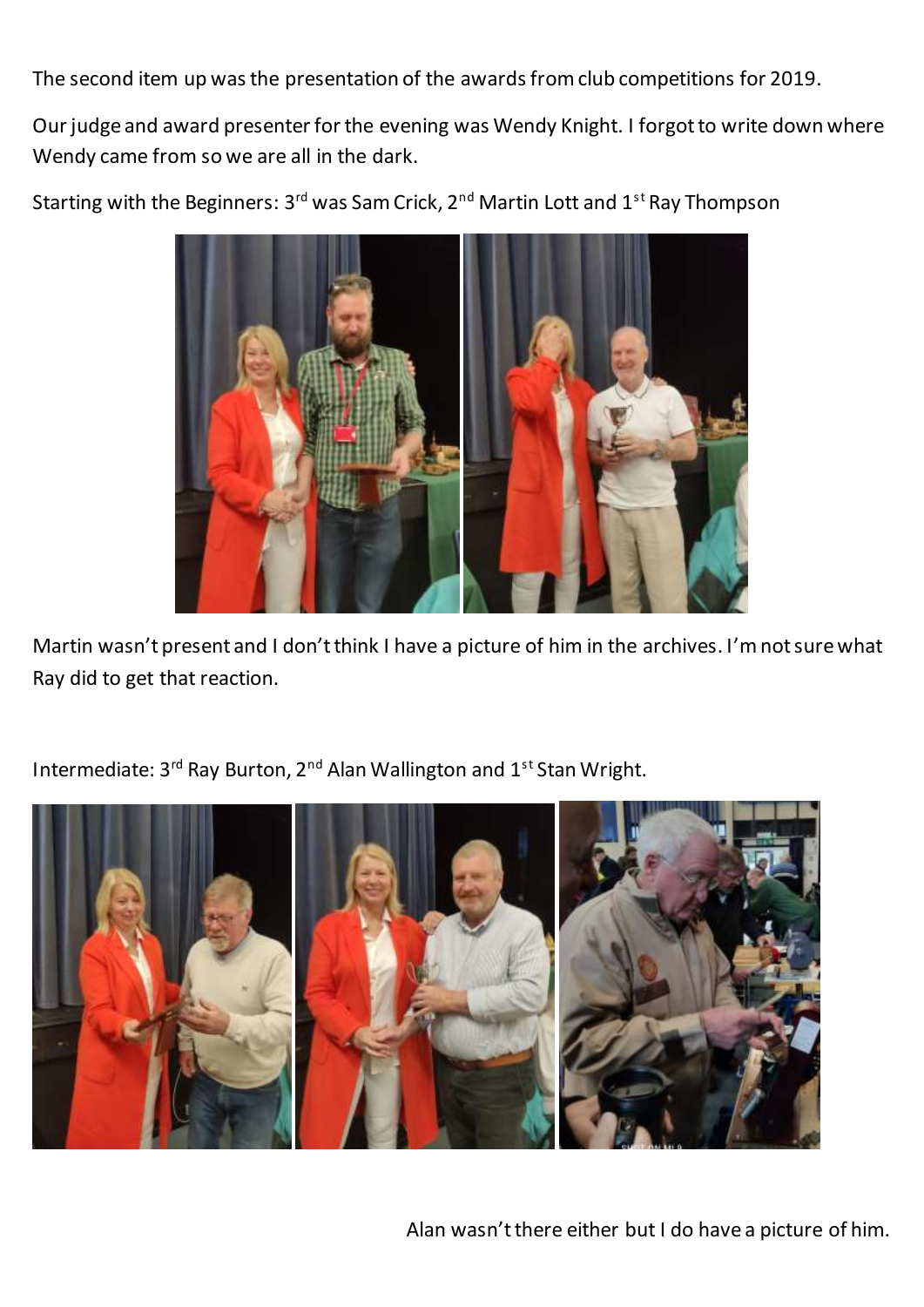The second item up was the presentation of the awards from club competitions for 2019.

Our judge and award presenter for the evening was Wendy Knight. I forgot to write down where Wendy came from so we are all in the dark.

Starting with the Beginners: 3rd was Sam Crick, 2nd Martin Lott and 1st Ray Thompson

Martin wasn't present and I don't think I have a picture of him in the archives. I'm not sure what Ray did to get that reaction.

Intermediate: 3rd Ray Burton, 2nd Alan Wallington and 1st Stan Wright.

Alan wasn't there either but I do have a picture of him.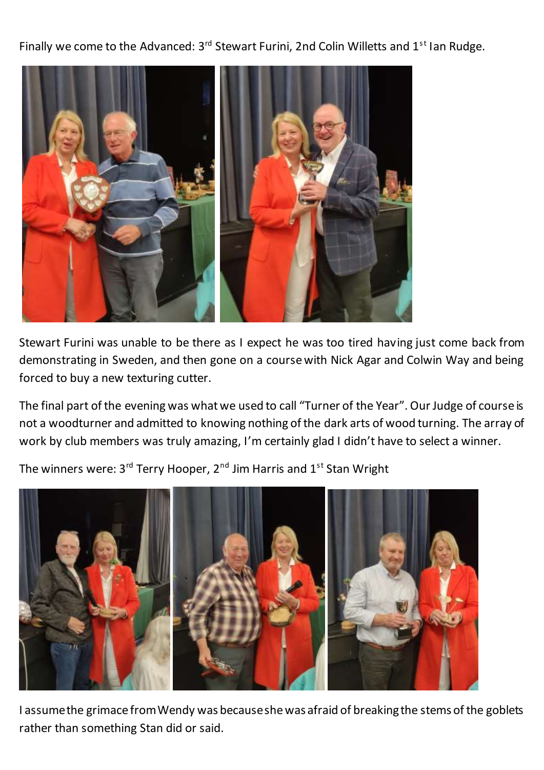Finally we come to the Advanced: 3rd Stewart Furini, 2nd Colin Willetts and 1st Ian Rudge.

Stewart Furini was unable to be there as I expect he was too tired having just come back from demonstrating in Sweden, and then gone on a course with Nick Agar and Colwin Way and being forced to buy a new texturing cutter.

The final part of the evening was what we used to call "Turner of the Year". Our Judge of course is not a woodturner and admitted to knowing nothing of the dark arts of wood turning. The array of work by club members was truly amazing, I'm certainly glad I didn't have to select a winner.

The winners were: 3rd Terry Hooper, 2nd Jim Harris and 1st Stan Wright

I assume the grimace from Wendy was because she was afraid of breaking the stems of the goblets rather than something Stan did or said.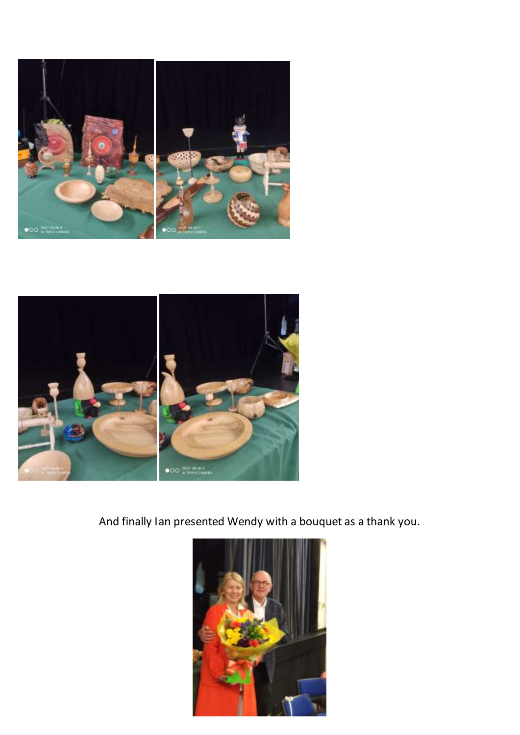And finally Ian presented Wendy with a bouquet as a thank you.